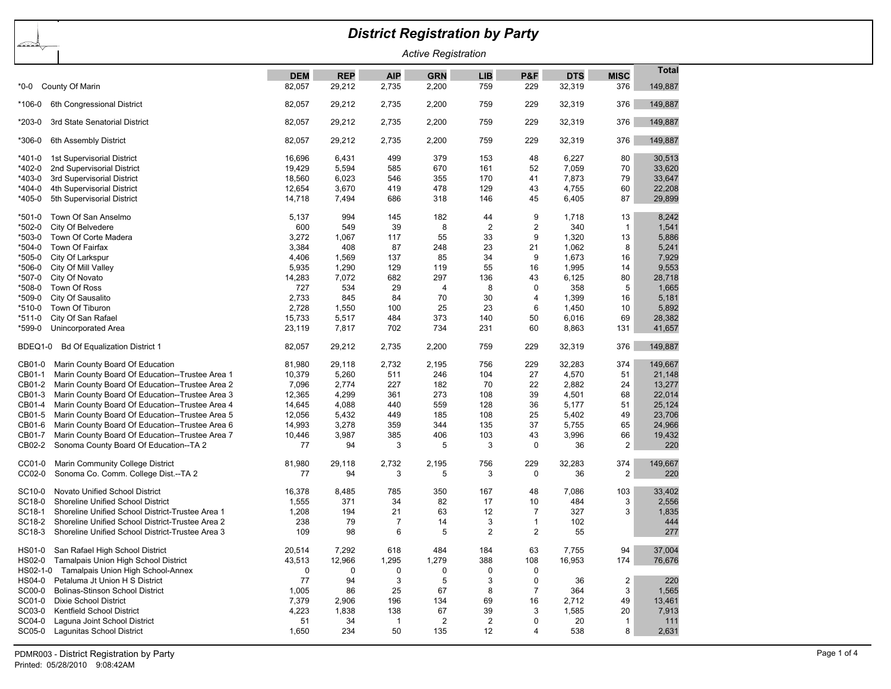# District Registration by Party

*Active Registration*

| | DEM | REP | AIP | GRN | LIB | P&F | DTS | MISC | Total |
|---|---|---|---|---|---|---|---|---|---|
| *0-0 County Of Marin | 82,057 | 29,212 | 2,735 | 2,200 | 759 | 229 | 32,319 | 376 | 149,887 |
| *106-0 6th Congressional District | 82,057 | 29,212 | 2,735 | 2,200 | 759 | 229 | 32,319 | 376 | 149,887 |
| *203-0 3rd State Senatorial District | 82,057 | 29,212 | 2,735 | 2,200 | 759 | 229 | 32,319 | 376 | 149,887 |
| *306-0 6th Assembly District | 82,057 | 29,212 | 2,735 | 2,200 | 759 | 229 | 32,319 | 376 | 149,887 |
| *401-0 1st Supervisorial District | 16,696 | 6,431 | 499 | 379 | 153 | 48 | 6,227 | 80 | 30,513 |
| *402-0 2nd Supervisorial District | 19,429 | 5,594 | 585 | 670 | 161 | 52 | 7,059 | 70 | 33,620 |
| *403-0 3rd Supervisorial District | 18,560 | 6,023 | 546 | 355 | 170 | 41 | 7,873 | 79 | 33,647 |
| *404-0 4th Supervisorial District | 12,654 | 3,670 | 419 | 478 | 129 | 43 | 4,755 | 60 | 22,208 |
| *405-0 5th Supervisorial District | 14,718 | 7,494 | 686 | 318 | 146 | 45 | 6,405 | 87 | 29,899 |
| *501-0 Town Of San Anselmo | 5,137 | 994 | 145 | 182 | 44 | 9 | 1,718 | 13 | 8,242 |
| *502-0 City Of Belvedere | 600 | 549 | 39 | 8 | 2 | 2 | 340 | 1 | 1,541 |
| *503-0 Town Of Corte Madera | 3,272 | 1,067 | 117 | 55 | 33 | 9 | 1,320 | 13 | 5,886 |
| *504-0 Town Of Fairfax | 3,384 | 408 | 87 | 248 | 23 | 21 | 1,062 | 8 | 5,241 |
| *505-0 City Of Larkspur | 4,406 | 1,569 | 137 | 85 | 34 | 9 | 1,673 | 16 | 7,929 |
| *506-0 City Of Mill Valley | 5,935 | 1,290 | 129 | 119 | 55 | 16 | 1,995 | 14 | 9,553 |
| *507-0 City Of Novato | 14,283 | 7,072 | 682 | 297 | 136 | 43 | 6,125 | 80 | 28,718 |
| *508-0 Town Of Ross | 727 | 534 | 29 | 4 | 8 | 0 | 358 | 5 | 1,665 |
| *509-0 City Of Sausalito | 2,733 | 845 | 84 | 70 | 30 | 4 | 1,399 | 16 | 5,181 |
| *510-0 Town Of Tiburon | 2,728 | 1,550 | 100 | 25 | 23 | 6 | 1,450 | 10 | 5,892 |
| *511-0 City Of San Rafael | 15,733 | 5,517 | 484 | 373 | 140 | 50 | 6,016 | 69 | 28,382 |
| *599-0 Unincorporated Area | 23,119 | 7,817 | 702 | 734 | 231 | 60 | 8,863 | 131 | 41,657 |
| BDEQ1-0 Bd Of Equalization District 1 | 82,057 | 29,212 | 2,735 | 2,200 | 759 | 229 | 32,319 | 376 | 149,887 |
| CB01-0 Marin County Board Of Education | 81,980 | 29,118 | 2,732 | 2,195 | 756 | 229 | 32,283 | 374 | 149,667 |
| CB01-1 Marin County Board Of Education--Trustee Area 1 | 10,379 | 5,260 | 511 | 246 | 104 | 27 | 4,570 | 51 | 21,148 |
| CB01-2 Marin County Board Of Education--Trustee Area 2 | 7,096 | 2,774 | 227 | 182 | 70 | 22 | 2,882 | 24 | 13,277 |
| CB01-3 Marin County Board Of Education--Trustee Area 3 | 12,365 | 4,299 | 361 | 273 | 108 | 39 | 4,501 | 68 | 22,014 |
| CB01-4 Marin County Board Of Education--Trustee Area 4 | 14,645 | 4,088 | 440 | 559 | 128 | 36 | 5,177 | 51 | 25,124 |
| CB01-5 Marin County Board Of Education--Trustee Area 5 | 12,056 | 5,432 | 449 | 185 | 108 | 25 | 5,402 | 49 | 23,706 |
| CB01-6 Marin County Board Of Education--Trustee Area 6 | 14,993 | 3,278 | 359 | 344 | 135 | 37 | 5,755 | 65 | 24,966 |
| CB01-7 Marin County Board Of Education--Trustee Area 7 | 10,446 | 3,987 | 385 | 406 | 103 | 43 | 3,996 | 66 | 19,432 |
| CB02-2 Sonoma County Board Of Education--TA 2 | 77 | 94 | 3 | 5 | 3 | 0 | 36 | 2 | 220 |
| CC01-0 Marin Community College District | 81,980 | 29,118 | 2,732 | 2,195 | 756 | 229 | 32,283 | 374 | 149,667 |
| CC02-0 Sonoma Co. Comm. College Dist.--TA 2 | 77 | 94 | 3 | 5 | 3 | 0 | 36 | 2 | 220 |
| SC10-0 Novato Unified School District | 16,378 | 8,485 | 785 | 350 | 167 | 48 | 7,086 | 103 | 33,402 |
| SC18-0 Shoreline Unified School District | 1,555 | 371 | 34 | 82 | 17 | 10 | 484 | 3 | 2,556 |
| SC18-1 Shoreline Unified School District-Trustee Area 1 | 1,208 | 194 | 21 | 63 | 12 | 7 | 327 | 3 | 1,835 |
| SC18-2 Shoreline Unified School District-Trustee Area 2 | 238 | 79 | 7 | 14 | 3 | 1 | 102 | | 444 |
| SC18-3 Shoreline Unified School District-Trustee Area 3 | 109 | 98 | 6 | 5 | 2 | 2 | 55 | | 277 |
| HS01-0 San Rafael High School District | 20,514 | 7,292 | 618 | 484 | 184 | 63 | 7,755 | 94 | 37,004 |
| HS02-0 Tamalpais Union High School District | 43,513 | 12,966 | 1,295 | 1,279 | 388 | 108 | 16,953 | 174 | 76,676 |
| HS02-1-0 Tamalpais Union High School-Annex | 0 | 0 | 0 | 0 | 0 | 0 | | | |
| HS04-0 Petaluma Jt Union H S District | 77 | 94 | 3 | 5 | 3 | 0 | 36 | 2 | 220 |
| SC00-0 Bolinas-Stinson School District | 1,005 | 86 | 25 | 67 | 8 | 7 | 364 | 3 | 1,565 |
| SC01-0 Dixie School District | 7,379 | 2,906 | 196 | 134 | 69 | 16 | 2,712 | 49 | 13,461 |
| SC03-0 Kentfield School District | 4,223 | 1,838 | 138 | 67 | 39 | 3 | 1,585 | 20 | 7,913 |
| SC04-0 Laguna Joint School District | 51 | 34 | 1 | 2 | 2 | 0 | 20 | 1 | 111 |
| SC05-0 Lagunitas School District | 1,650 | 234 | 50 | 135 | 12 | 4 | 538 | 8 | 2,631 |

PDMR003 - District Registration by Party
Printed: 05/28/2010 9:08:42AM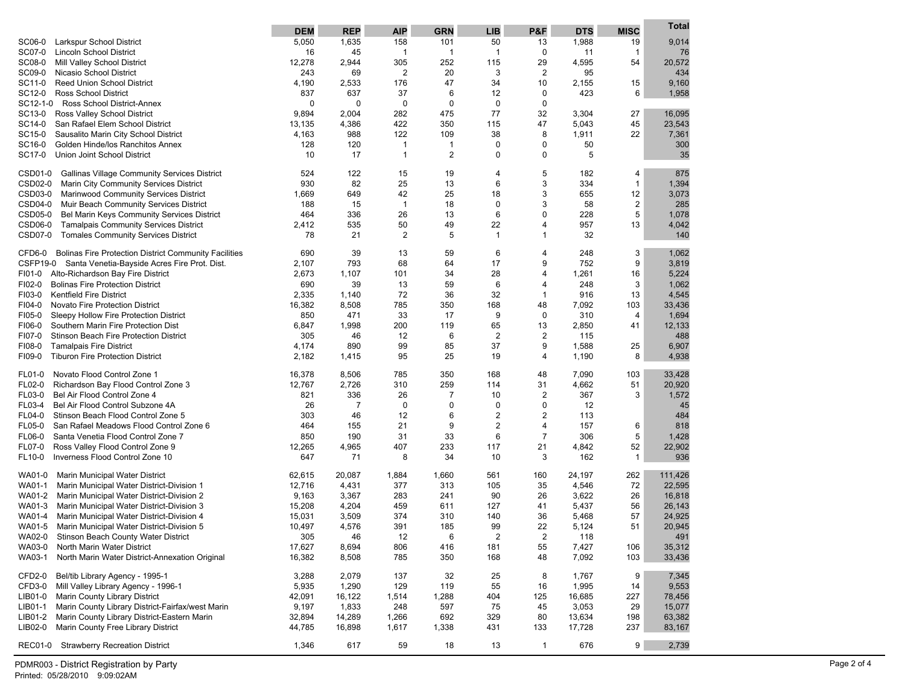| | DEM | REP | AIP | GRN | LIB | P&F | DTS | MISC | Total |
|---|---|---|---|---|---|---|---|---|---|
| SC06-0 Larkspur School District | 5,050 | 1,635 | 158 | 101 | 50 | 13 | 1,988 | 19 | 9,014 |
| SC07-0 Lincoln School District | 16 | 45 | 1 | 1 | 1 | 0 | 11 | 1 | 76 |
| SC08-0 Mill Valley School District | 12,278 | 2,944 | 305 | 252 | 115 | 29 | 4,595 | 54 | 20,572 |
| SC09-0 Nicasio School District | 243 | 69 | 2 | 20 | 3 | 2 | 95 | | 434 |
| SC11-0 Reed Union School District | 4,190 | 2,533 | 176 | 47 | 34 | 10 | 2,155 | 15 | 9,160 |
| SC12-0 Ross School District | 837 | 637 | 37 | 6 | 12 | 0 | 423 | 6 | 1,958 |
| SC12-1-0 Ross School District-Annex | 0 | 0 | 0 | 0 | 0 | 0 | | | |
| SC13-0 Ross Valley School District | 9,894 | 2,004 | 282 | 475 | 77 | 32 | 3,304 | 27 | 16,095 |
| SC14-0 San Rafael Elem School District | 13,135 | 4,386 | 422 | 350 | 115 | 47 | 5,043 | 45 | 23,543 |
| SC15-0 Sausalito Marin City School District | 4,163 | 988 | 122 | 109 | 38 | 8 | 1,911 | 22 | 7,361 |
| SC16-0 Golden Hinde/los Ranchitos Annex | 128 | 120 | 1 | 1 | 0 | 0 | 50 | | 300 |
| SC17-0 Union Joint School District | 10 | 17 | 1 | 2 | 0 | 0 | 5 | | 35 |
| CSD01-0 Gallinas Village Community Services District | 524 | 122 | 15 | 19 | 4 | 5 | 182 | 4 | 875 |
| CSD02-0 Marin City Community Services District | 930 | 82 | 25 | 13 | 6 | 3 | 334 | 1 | 1,394 |
| CSD03-0 Marinwood Community Services District | 1,669 | 649 | 42 | 25 | 18 | 3 | 655 | 12 | 3,073 |
| CSD04-0 Muir Beach Community Services District | 188 | 15 | 1 | 18 | 0 | 3 | 58 | 2 | 285 |
| CSD05-0 Bel Marin Keys Community Services District | 464 | 336 | 26 | 13 | 6 | 0 | 228 | 5 | 1,078 |
| CSD06-0 Tamalpais Community Services District | 2,412 | 535 | 50 | 49 | 22 | 4 | 957 | 13 | 4,042 |
| CSD07-0 Tomales Community Services District | 78 | 21 | 2 | 5 | 1 | 1 | 32 | | 140 |
| CFD6-0 Bolinas Fire Protection District Community Facilities | 690 | 39 | 13 | 59 | 6 | 4 | 248 | 3 | 1,062 |
| CSFP19-0 Santa Venetia-Bayside Acres Fire Prot. Dist. | 2,107 | 793 | 68 | 64 | 17 | 9 | 752 | 9 | 3,819 |
| FI01-0 Alto-Richardson Bay Fire District | 2,673 | 1,107 | 101 | 34 | 28 | 4 | 1,261 | 16 | 5,224 |
| FI02-0 Bolinas Fire Protection District | 690 | 39 | 13 | 59 | 6 | 4 | 248 | 3 | 1,062 |
| FI03-0 Kentfield Fire District | 2,335 | 1,140 | 72 | 36 | 32 | 1 | 916 | 13 | 4,545 |
| FI04-0 Novato Fire Protection District | 16,382 | 8,508 | 785 | 350 | 168 | 48 | 7,092 | 103 | 33,436 |
| FI05-0 Sleepy Hollow Fire Protection District | 850 | 471 | 33 | 17 | 9 | 0 | 310 | 4 | 1,694 |
| FI06-0 Southern Marin Fire Protection Dist | 6,847 | 1,998 | 200 | 119 | 65 | 13 | 2,850 | 41 | 12,133 |
| FI07-0 Stinson Beach Fire Protection District | 305 | 46 | 12 | 6 | 2 | 2 | 115 | | 488 |
| FI08-0 Tamalpais Fire District | 4,174 | 890 | 99 | 85 | 37 | 9 | 1,588 | 25 | 6,907 |
| FI09-0 Tiburon Fire Protection District | 2,182 | 1,415 | 95 | 25 | 19 | 4 | 1,190 | 8 | 4,938 |
| FL01-0 Novato Flood Control Zone 1 | 16,378 | 8,506 | 785 | 350 | 168 | 48 | 7,090 | 103 | 33,428 |
| FL02-0 Richardson Bay Flood Control Zone 3 | 12,767 | 2,726 | 310 | 259 | 114 | 31 | 4,662 | 51 | 20,920 |
| FL03-0 Bel Air Flood Control Zone 4 | 821 | 336 | 26 | 7 | 10 | 2 | 367 | 3 | 1,572 |
| FL03-4 Bel Air Flood Control Subzone 4A | 26 | 7 | 0 | 0 | 0 | 0 | 12 | | 45 |
| FL04-0 Stinson Beach Flood Control Zone 5 | 303 | 46 | 12 | 6 | 2 | 2 | 113 | | 484 |
| FL05-0 San Rafael Meadows Flood Control Zone 6 | 464 | 155 | 21 | 9 | 2 | 4 | 157 | 6 | 818 |
| FL06-0 Santa Venetia Flood Control Zone 7 | 850 | 190 | 31 | 33 | 6 | 7 | 306 | 5 | 1,428 |
| FL07-0 Ross Valley Flood Control Zone 9 | 12,265 | 4,965 | 407 | 233 | 117 | 21 | 4,842 | 52 | 22,902 |
| FL10-0 Inverness Flood Control Zone 10 | 647 | 71 | 8 | 34 | 10 | 3 | 162 | 1 | 936 |
| WA01-0 Marin Municipal Water District | 62,615 | 20,087 | 1,884 | 1,660 | 561 | 160 | 24,197 | 262 | 111,426 |
| WA01-1 Marin Municipal Water District-Division 1 | 12,716 | 4,431 | 377 | 313 | 105 | 35 | 4,546 | 72 | 22,595 |
| WA01-2 Marin Municipal Water District-Division 2 | 9,163 | 3,367 | 283 | 241 | 90 | 26 | 3,622 | 26 | 16,818 |
| WA01-3 Marin Municipal Water District-Division 3 | 15,208 | 4,204 | 459 | 611 | 127 | 41 | 5,437 | 56 | 26,143 |
| WA01-4 Marin Municipal Water District-Division 4 | 15,031 | 3,509 | 374 | 310 | 140 | 36 | 5,468 | 57 | 24,925 |
| WA01-5 Marin Municipal Water District-Division 5 | 10,497 | 4,576 | 391 | 185 | 99 | 22 | 5,124 | 51 | 20,945 |
| WA02-0 Stinson Beach County Water District | 305 | 46 | 12 | 6 | 2 | 2 | 118 | | 491 |
| WA03-0 North Marin Water District | 17,627 | 8,694 | 806 | 416 | 181 | 55 | 7,427 | 106 | 35,312 |
| WA03-1 North Marin Water District-Annexation Original | 16,382 | 8,508 | 785 | 350 | 168 | 48 | 7,092 | 103 | 33,436 |
| CFD2-0 Bel/tib Library Agency - 1995-1 | 3,288 | 2,079 | 137 | 32 | 25 | 8 | 1,767 | 9 | 7,345 |
| CFD3-0 Mill Valley Library Agency - 1996-1 | 5,935 | 1,290 | 129 | 119 | 55 | 16 | 1,995 | 14 | 9,553 |
| LIB01-0 Marin County Library District | 42,091 | 16,122 | 1,514 | 1,288 | 404 | 125 | 16,685 | 227 | 78,456 |
| LIB01-1 Marin County Library District-Fairfax/west Marin | 9,197 | 1,833 | 248 | 597 | 75 | 45 | 3,053 | 29 | 15,077 |
| LIB01-2 Marin County Library District-Eastern Marin | 32,894 | 14,289 | 1,266 | 692 | 329 | 80 | 13,634 | 198 | 63,382 |
| LIB02-0 Marin County Free Library District | 44,785 | 16,898 | 1,617 | 1,338 | 431 | 133 | 17,728 | 237 | 83,167 |
| REC01-0 Strawberry Recreation District | 1,346 | 617 | 59 | 18 | 13 | 1 | 676 | 9 | 2,739 |

PDMR003 - District Registration by Party
Printed: 05/28/2010 9:09:02AM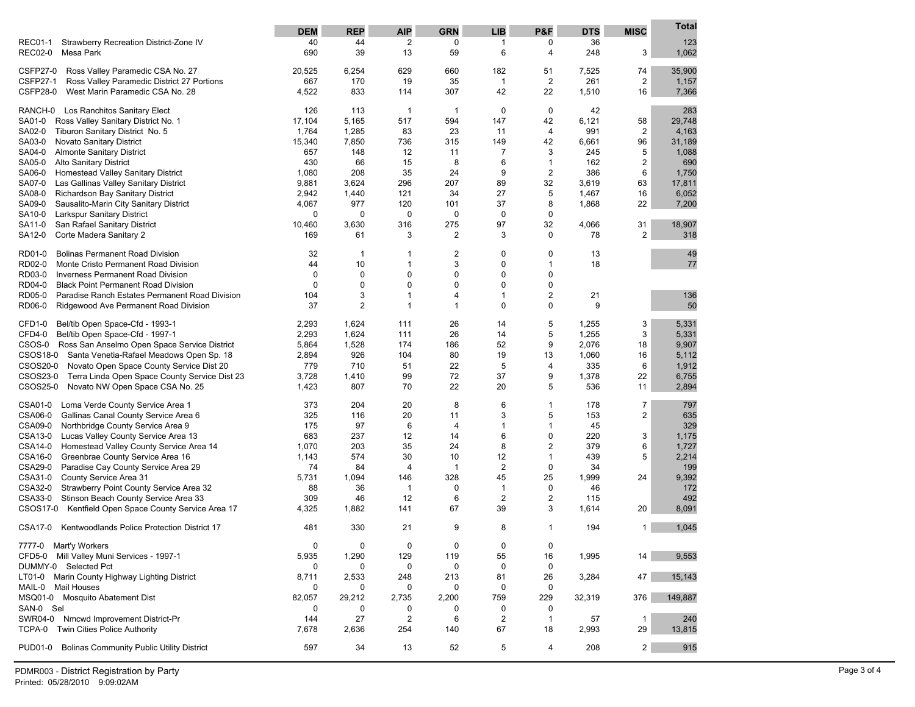| | DEM | REP | AIP | GRN | LIB | P&F | DTS | MISC | Total |
|---|---|---|---|---|---|---|---|---|---|
| REC01-1 Strawberry Recreation District-Zone IV | 40 | 44 | 2 | 0 | 1 | 0 | 36 | | 123 |
| REC02-0 Mesa Park | 690 | 39 | 13 | 59 | 6 | 4 | 248 | 3 | 1,062 |
| CSFP27-0 Ross Valley Paramedic CSA No. 27 | 20,525 | 6,254 | 629 | 660 | 182 | 51 | 7,525 | 74 | 35,900 |
| CSFP27-1 Ross Valley Paramedic District 27 Portions | 667 | 170 | 19 | 35 | 1 | 2 | 261 | 2 | 1,157 |
| CSFP28-0 West Marin Paramedic CSA No. 28 | 4,522 | 833 | 114 | 307 | 42 | 22 | 1,510 | 16 | 7,366 |
| RANCH-0 Los Ranchitos Sanitary Elect | 126 | 113 | 1 | 1 | 0 | 0 | 42 | | 283 |
| SA01-0 Ross Valley Sanitary District No. 1 | 17,104 | 5,165 | 517 | 594 | 147 | 42 | 6,121 | 58 | 29,748 |
| SA02-0 Tiburon Sanitary District No. 5 | 1,764 | 1,285 | 83 | 23 | 11 | 4 | 991 | 2 | 4,163 |
| SA03-0 Novato Sanitary District | 15,340 | 7,850 | 736 | 315 | 149 | 42 | 6,661 | 96 | 31,189 |
| SA04-0 Almonte Sanitary District | 657 | 148 | 12 | 11 | 7 | 3 | 245 | 5 | 1,088 |
| SA05-0 Alto Sanitary District | 430 | 66 | 15 | 8 | 6 | 1 | 162 | 2 | 690 |
| SA06-0 Homestead Valley Sanitary District | 1,080 | 208 | 35 | 24 | 9 | 2 | 386 | 6 | 1,750 |
| SA07-0 Las Gallinas Valley Sanitary District | 9,881 | 3,624 | 296 | 207 | 89 | 32 | 3,619 | 63 | 17,811 |
| SA08-0 Richardson Bay Sanitary District | 2,942 | 1,440 | 121 | 34 | 27 | 5 | 1,467 | 16 | 6,052 |
| SA09-0 Sausalito-Marin City Sanitary District | 4,067 | 977 | 120 | 101 | 37 | 8 | 1,868 | 22 | 7,200 |
| SA10-0 Larkspur Sanitary District | 0 | 0 | 0 | 0 | 0 | 0 | | | |
| SA11-0 San Rafael Sanitary District | 10,460 | 3,630 | 316 | 275 | 97 | 32 | 4,066 | 31 | 18,907 |
| SA12-0 Corte Madera Sanitary 2 | 169 | 61 | 3 | 2 | 3 | 0 | 78 | 2 | 318 |
| RD01-0 Bolinas Permanent Road Division | 32 | 1 | 1 | 2 | 0 | 0 | 13 | | 49 |
| RD02-0 Monte Cristo Permanent Road Division | 44 | 10 | 1 | 3 | 0 | 1 | 18 | | 77 |
| RD03-0 Inverness Permanent Road Division | 0 | 0 | 0 | 0 | 0 | 0 | | | |
| RD04-0 Black Point Permanent Road Division | 0 | 0 | 0 | 0 | 0 | 0 | | | |
| RD05-0 Paradise Ranch Estates Permanent Road Division | 104 | 3 | 1 | 4 | 1 | 2 | 21 | | 136 |
| RD06-0 Ridgewood Ave Permanent Road Division | 37 | 2 | 1 | 1 | 0 | 0 | 9 | | 50 |
| CFD1-0 Bel/tib Open Space-Cfd - 1993-1 | 2,293 | 1,624 | 111 | 26 | 14 | 5 | 1,255 | 3 | 5,331 |
| CFD4-0 Bel/tib Open Space-Cfd - 1997-1 | 2,293 | 1,624 | 111 | 26 | 14 | 5 | 1,255 | 3 | 5,331 |
| CSOS-0 Ross San Anselmo Open Space Service District | 5,864 | 1,528 | 174 | 186 | 52 | 9 | 2,076 | 18 | 9,907 |
| CSOS18-0 Santa Venetia-Rafael Meadows Open Sp. 18 | 2,894 | 926 | 104 | 80 | 19 | 13 | 1,060 | 16 | 5,112 |
| CSOS20-0 Novato Open Space County Service Dist 20 | 779 | 710 | 51 | 22 | 5 | 4 | 335 | 6 | 1,912 |
| CSOS23-0 Terra Linda Open Space County Service Dist 23 | 3,728 | 1,410 | 99 | 72 | 37 | 9 | 1,378 | 22 | 6,755 |
| CSOS25-0 Novato NW Open Space CSA No. 25 | 1,423 | 807 | 70 | 22 | 20 | 5 | 536 | 11 | 2,894 |
| CSA01-0 Loma Verde County Service Area 1 | 373 | 204 | 20 | 8 | 6 | 1 | 178 | 7 | 797 |
| CSA06-0 Gallinas Canal County Service Area 6 | 325 | 116 | 20 | 11 | 3 | 5 | 153 | 2 | 635 |
| CSA09-0 Northbridge County Service Area 9 | 175 | 97 | 6 | 4 | 1 | 1 | 45 | | 329 |
| CSA13-0 Lucas Valley County Service Area 13 | 683 | 237 | 12 | 14 | 6 | 0 | 220 | 3 | 1,175 |
| CSA14-0 Homestead Valley County Service Area 14 | 1,070 | 203 | 35 | 24 | 8 | 2 | 379 | 6 | 1,727 |
| CSA16-0 Greenbrae County Service Area 16 | 1,143 | 574 | 30 | 10 | 12 | 1 | 439 | 5 | 2,214 |
| CSA29-0 Paradise Cay County Service Area 29 | 74 | 84 | 4 | 1 | 2 | 0 | 34 | | 199 |
| CSA31-0 County Service Area 31 | 5,731 | 1,094 | 146 | 328 | 45 | 25 | 1,999 | 24 | 9,392 |
| CSA32-0 Strawberry Point County Service Area 32 | 88 | 36 | 1 | 0 | 1 | 0 | 46 | | 172 |
| CSA33-0 Stinson Beach County Service Area 33 | 309 | 46 | 12 | 6 | 2 | 2 | 115 | | 492 |
| CSOS17-0 Kentfield Open Space County Service Area 17 | 4,325 | 1,882 | 141 | 67 | 39 | 3 | 1,614 | 20 | 8,091 |
| CSA17-0 Kentwoodlands Police Protection District 17 | 481 | 330 | 21 | 9 | 8 | 1 | 194 | 1 | 1,045 |
| 7777-0 Mart'y Workers | 0 | 0 | 0 | 0 | 0 | 0 | | | |
| CFD5-0 Mill Valley Muni Services - 1997-1 | 5,935 | 1,290 | 129 | 119 | 55 | 16 | 1,995 | 14 | 9,553 |
| DUMMY-0 Selected Pct | 0 | 0 | 0 | 0 | 0 | 0 | | | |
| LT01-0 Marin County Highway Lighting District | 8,711 | 2,533 | 248 | 213 | 81 | 26 | 3,284 | 47 | 15,143 |
| MAIL-0 Mail Houses | 0 | 0 | 0 | 0 | 0 | 0 | | | |
| MSQ01-0 Mosquito Abatement Dist | 82,057 | 29,212 | 2,735 | 2,200 | 759 | 229 | 32,319 | 376 | 149,887 |
| SAN-0 Sel | 0 | 0 | 0 | 0 | 0 | 0 | | | |
| SWR04-0 Nmcwd Improvement District-Pr | 144 | 27 | 2 | 6 | 2 | 1 | 57 | 1 | 240 |
| TCPA-0 Twin Cities Police Authority | 7,678 | 2,636 | 254 | 140 | 67 | 18 | 2,993 | 29 | 13,815 |
| PUD01-0 Bolinas Community Public Utility District | 597 | 34 | 13 | 52 | 5 | 4 | 208 | 2 | 915 |

PDMR003 - District Registration by Party
Printed: 05/28/2010 9:09:02AM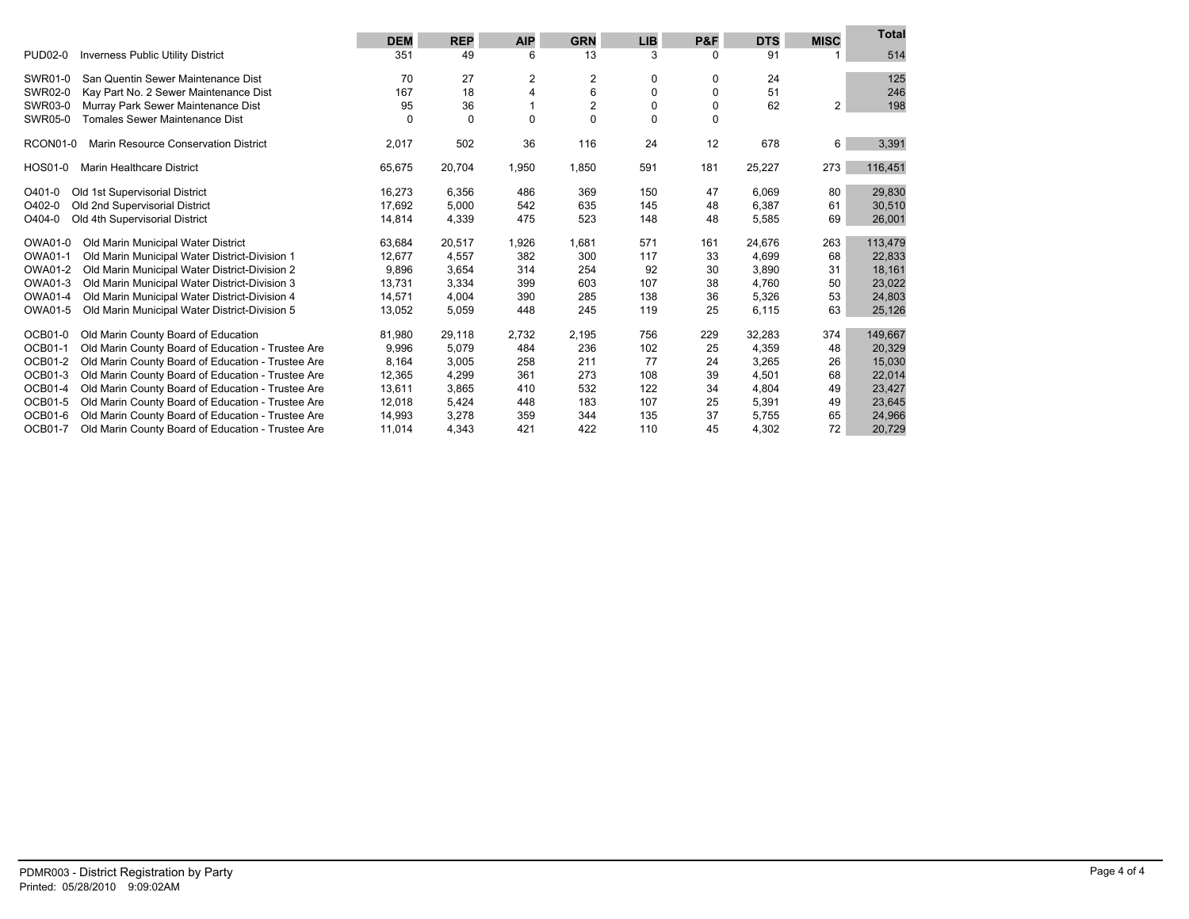| | | DEM | REP | AIP | GRN | LIB | P&F | DTS | MISC | Total |
|---|---|---|---|---|---|---|---|---|---|---|
| PUD02-0 | Inverness Public Utility District | 351 | 49 | 6 | 13 | 3 | 0 | 91 | 1 | 514 |
| SWR01-0 | San Quentin Sewer Maintenance Dist | 70 | 27 | 2 | 2 | 0 | 0 | 24 | | 125 |
| SWR02-0 | Kay Part No. 2 Sewer Maintenance Dist | 167 | 18 | 4 | 6 | 0 | 0 | 51 | | 246 |
| SWR03-0 | Murray Park Sewer Maintenance Dist | 95 | 36 | 1 | 2 | 0 | 0 | 62 | 2 | 198 |
| SWR05-0 | Tomales Sewer Maintenance Dist | 0 | 0 | 0 | 0 | 0 | 0 | | | |
| RCON01-0 | Marin Resource Conservation District | 2,017 | 502 | 36 | 116 | 24 | 12 | 678 | 6 | 3,391 |
| HOS01-0 | Marin Healthcare District | 65,675 | 20,704 | 1,950 | 1,850 | 591 | 181 | 25,227 | 273 | 116,451 |
| O401-0 | Old 1st Supervisorial District | 16,273 | 6,356 | 486 | 369 | 150 | 47 | 6,069 | 80 | 29,830 |
| O402-0 | Old 2nd Supervisorial District | 17,692 | 5,000 | 542 | 635 | 145 | 48 | 6,387 | 61 | 30,510 |
| O404-0 | Old 4th Supervisorial District | 14,814 | 4,339 | 475 | 523 | 148 | 48 | 5,585 | 69 | 26,001 |
| OWA01-0 | Old Marin Municipal Water District | 63,684 | 20,517 | 1,926 | 1,681 | 571 | 161 | 24,676 | 263 | 113,479 |
| OWA01-1 | Old Marin Municipal Water District-Division 1 | 12,677 | 4,557 | 382 | 300 | 117 | 33 | 4,699 | 68 | 22,833 |
| OWA01-2 | Old Marin Municipal Water District-Division 2 | 9,896 | 3,654 | 314 | 254 | 92 | 30 | 3,890 | 31 | 18,161 |
| OWA01-3 | Old Marin Municipal Water District-Division 3 | 13,731 | 3,334 | 399 | 603 | 107 | 38 | 4,760 | 50 | 23,022 |
| OWA01-4 | Old Marin Municipal Water District-Division 4 | 14,571 | 4,004 | 390 | 285 | 138 | 36 | 5,326 | 53 | 24,803 |
| OWA01-5 | Old Marin Municipal Water District-Division 5 | 13,052 | 5,059 | 448 | 245 | 119 | 25 | 6,115 | 63 | 25,126 |
| OCB01-0 | Old Marin County Board of Education | 81,980 | 29,118 | 2,732 | 2,195 | 756 | 229 | 32,283 | 374 | 149,667 |
| OCB01-1 | Old Marin County Board of Education - Trustee Are | 9,996 | 5,079 | 484 | 236 | 102 | 25 | 4,359 | 48 | 20,329 |
| OCB01-2 | Old Marin County Board of Education - Trustee Are | 8,164 | 3,005 | 258 | 211 | 77 | 24 | 3,265 | 26 | 15,030 |
| OCB01-3 | Old Marin County Board of Education - Trustee Are | 12,365 | 4,299 | 361 | 273 | 108 | 39 | 4,501 | 68 | 22,014 |
| OCB01-4 | Old Marin County Board of Education - Trustee Are | 13,611 | 3,865 | 410 | 532 | 122 | 34 | 4,804 | 49 | 23,427 |
| OCB01-5 | Old Marin County Board of Education - Trustee Are | 12,018 | 5,424 | 448 | 183 | 107 | 25 | 5,391 | 49 | 23,645 |
| OCB01-6 | Old Marin County Board of Education - Trustee Are | 14,993 | 3,278 | 359 | 344 | 135 | 37 | 5,755 | 65 | 24,966 |
| OCB01-7 | Old Marin County Board of Education - Trustee Are | 11,014 | 4,343 | 421 | 422 | 110 | 45 | 4,302 | 72 | 20,729 |

PDMR003 - District Registration by Party
Printed: 05/28/2010 9:09:02AM